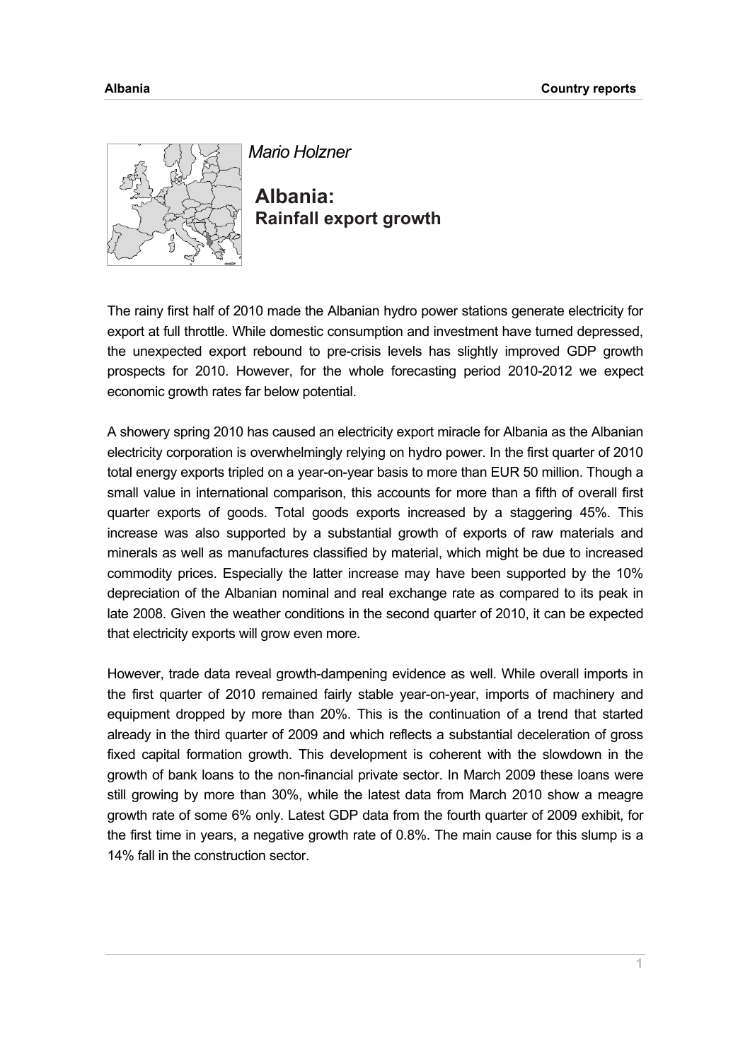*Mario Holzner*

# Albania: Rainfall export growth

The rainy first half of 2010 made the Albanian hydro power stations generate electricity for export at full throttle. While domestic consumption and investment have turned depressed, the unexpected export rebound to pre-crisis levels has slightly improved GDP growth prospects for 2010. However, for the whole forecasting period 2010-2012 we expect economic growth rates far below potential.

A showery spring 2010 has caused an electricity export miracle for Albania as the Albanian electricity corporation is overwhelmingly relying on hydro power. In the first quarter of 2010 total energy exports tripled on a year-on-year basis to more than EUR 50 million. Though a small value in international comparison, this accounts for more than a fifth of overall first quarter exports of goods. Total goods exports increased by a staggering 45%. This increase was also supported by a substantial growth of exports of raw materials and minerals as well as manufactures classified by material, which might be due to increased commodity prices. Especially the latter increase may have been supported by the 10% depreciation of the Albanian nominal and real exchange rate as compared to its peak in late 2008. Given the weather conditions in the second quarter of 2010, it can be expected that electricity exports will grow even more.

However, trade data reveal growth-dampening evidence as well. While overall imports in the first quarter of 2010 remained fairly stable year-on-year, imports of machinery and equipment dropped by more than 20%. This is the continuation of a trend that started already in the third quarter of 2009 and which reflects a substantial deceleration of gross fixed capital formation growth. This development is coherent with the slowdown in the growth of bank loans to the non-financial private sector. In March 2009 these loans were still growing by more than 30%, while the latest data from March 2010 show a meagre growth rate of some 6% only. Latest GDP data from the fourth quarter of 2009 exhibit, for the first time in years, a negative growth rate of 0.8%. The main cause for this slump is a 14% fall in the construction sector.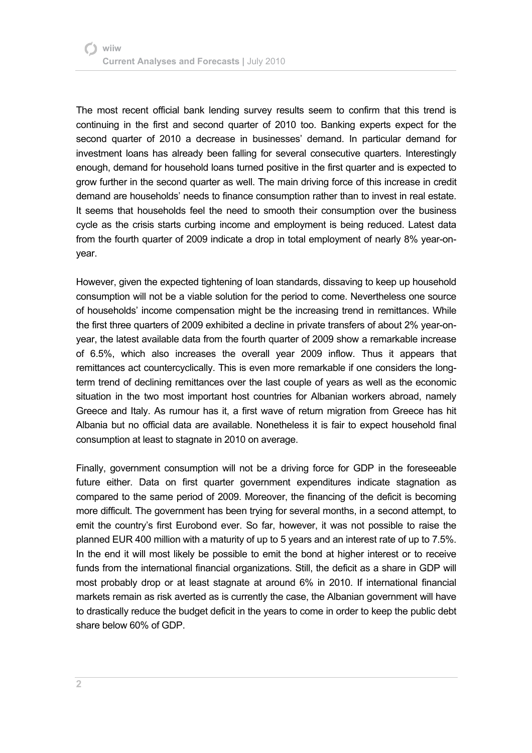The most recent official bank lending survey results seem to confirm that this trend is continuing in the first and second quarter of 2010 too. Banking experts expect for the second quarter of 2010 a decrease in businesses' demand. In particular demand for investment loans has already been falling for several consecutive quarters. Interestingly enough, demand for household loans turned positive in the first quarter and is expected to grow further in the second quarter as well. The main driving force of this increase in credit demand are households' needs to finance consumption rather than to invest in real estate. It seems that households feel the need to smooth their consumption over the business cycle as the crisis starts curbing income and employment is being reduced. Latest data from the fourth quarter of 2009 indicate a drop in total employment of nearly 8% year-on-year.

However, given the expected tightening of loan standards, dissaving to keep up household consumption will not be a viable solution for the period to come. Nevertheless one source of households' income compensation might be the increasing trend in remittances. While the first three quarters of 2009 exhibited a decline in private transfers of about 2% year-on-year, the latest available data from the fourth quarter of 2009 show a remarkable increase of 6.5%, which also increases the overall year 2009 inflow. Thus it appears that remittances act countercyclically. This is even more remarkable if one considers the long-term trend of declining remittances over the last couple of years as well as the economic situation in the two most important host countries for Albanian workers abroad, namely Greece and Italy. As rumour has it, a first wave of return migration from Greece has hit Albania but no official data are available. Nonetheless it is fair to expect household final consumption at least to stagnate in 2010 on average.

Finally, government consumption will not be a driving force for GDP in the foreseeable future either. Data on first quarter government expenditures indicate stagnation as compared to the same period of 2009. Moreover, the financing of the deficit is becoming more difficult. The government has been trying for several months, in a second attempt, to emit the country's first Eurobond ever. So far, however, it was not possible to raise the planned EUR 400 million with a maturity of up to 5 years and an interest rate of up to 7.5%. In the end it will most likely be possible to emit the bond at higher interest or to receive funds from the international financial organizations. Still, the deficit as a share in GDP will most probably drop or at least stagnate at around 6% in 2010. If international financial markets remain as risk averted as is currently the case, the Albanian government will have to drastically reduce the budget deficit in the years to come in order to keep the public debt share below 60% of GDP.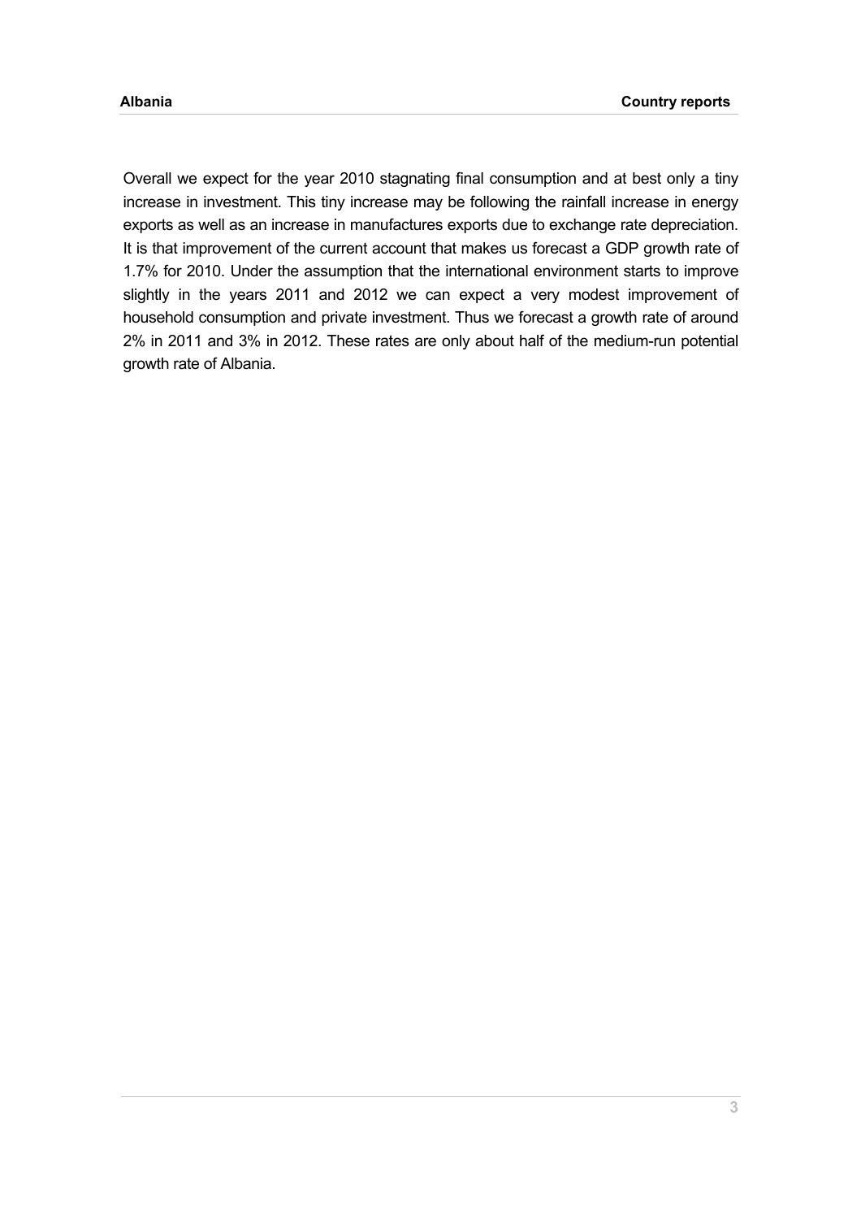Overall we expect for the year 2010 stagnating final consumption and at best only a tiny increase in investment. This tiny increase may be following the rainfall increase in energy exports as well as an increase in manufactures exports due to exchange rate depreciation. It is that improvement of the current account that makes us forecast a GDP growth rate of 1.7% for 2010. Under the assumption that the international environment starts to improve slightly in the years 2011 and 2012 we can expect a very modest improvement of household consumption and private investment. Thus we forecast a growth rate of around 2% in 2011 and 3% in 2012. These rates are only about half of the medium-run potential growth rate of Albania.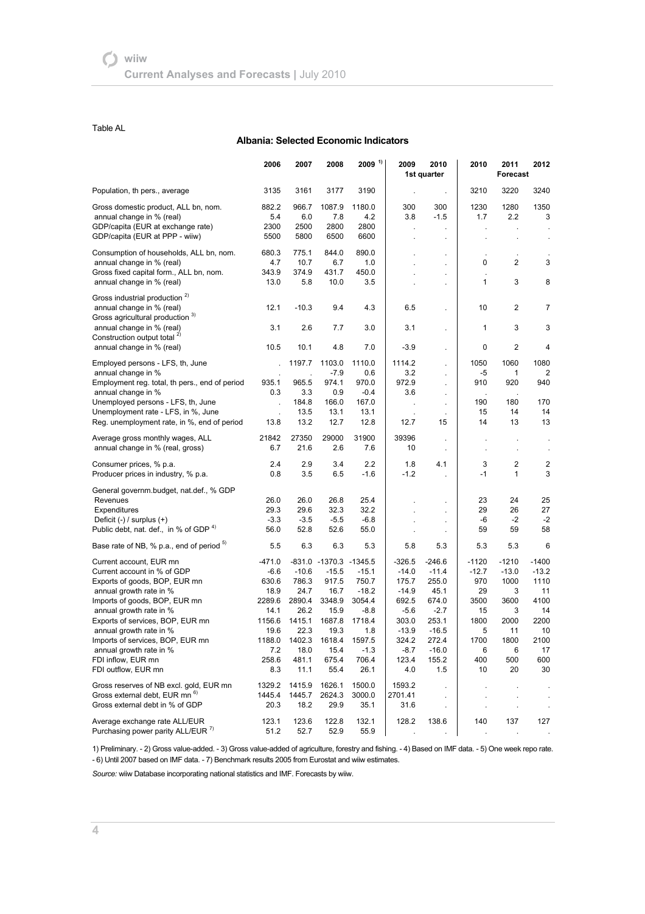Table AL

## Albania: Selected Economic Indicators

| | 2006 | 2007 | 2008 | 2009 [1] | 2009 | 2010 | 2010 | 2011 | 2012 |
|---|---|---|---|---|---|---|---|---|---|
| | | | | | 1st quarter | | | Forecast | |
| Population, th pers., average | 3135 | 3161 | 3177 | 3190 | . | . | 3210 | 3220 | 3240 |
| Gross domestic product, ALL bn, nom. | 882.2 | 966.7 | 1087.9 | 1180.0 | 300 | 300 | 1230 | 1280 | 1350 |
| annual change in % (real) | 5.4 | 6.0 | 7.8 | 4.2 | 3.8 | -1.5 | 1.7 | 2.2 | 3 |
| GDP/capita (EUR at exchange rate) | 2300 | 2500 | 2800 | 2800 | . | . | . | . | . |
| GDP/capita (EUR at PPP - wiiw) | 5500 | 5800 | 6500 | 6600 | . | . | . | . | . |
| Consumption of households, ALL bn, nom. | 680.3 | 775.1 | 844.0 | 890.0 | . | . | . | . | . |
| annual change in % (real) | 4.7 | 10.7 | 6.7 | 1.0 | . | . | 0 | 2 | 3 |
| Gross fixed capital form., ALL bn, nom. | 343.9 | 374.9 | 431.7 | 450.0 | . | . | . | . | . |
| annual change in % (real) | 13.0 | 5.8 | 10.0 | 3.5 | . | . | 1 | 3 | 8 |
| Gross industrial production [2] | | | | | | | | | |
| annual change in % (real) | 12.1 | -10.3 | 9.4 | 4.3 | 6.5 | . | 10 | 2 | 7 |
| Gross agricultural production [3] | | | | | | | | | |
| annual change in % (real) | 3.1 | 2.6 | 7.7 | 3.0 | 3.1 | . | 1 | 3 | 3 |
| Construction output total [2] | | | | | | | | | |
| annual change in % (real) | 10.5 | 10.1 | 4.8 | 7.0 | -3.9 | . | 0 | 2 | 4 |
| Employed persons - LFS, th, June | . | 1197.7 | 1103.0 | 1110.0 | 1114.2 | . | 1050 | 1060 | 1080 |
| annual change in % | . | . | -7.9 | 0.6 | 3.2 | . | -5 | 1 | 2 |
| Employment reg. total, th pers., end of period | 935.1 | 965.5 | 974.1 | 970.0 | 972.9 | . | 910 | 920 | 940 |
| annual change in % | 0.3 | 3.3 | 0.9 | -0.4 | 3.6 | . | . | . | |
| Unemployed persons - LFS, th, June | . | 184.8 | 166.0 | 167.0 | . | . | 190 | 180 | 170 |
| Unemployment rate - LFS, in %, June | . | 13.5 | 13.1 | 13.1 | . | . | 15 | 14 | 14 |
| Reg. unemployment rate, in %, end of period | 13.8 | 13.2 | 12.7 | 12.8 | 12.7 | 15 | 14 | 13 | 13 |
| Average gross monthly wages, ALL | 21842 | 27350 | 29000 | 31900 | 39396 | . | . | . | . |
| annual change in % (real, gross) | 6.7 | 21.6 | 2.6 | 7.6 | 10 | . | . | . | . |
| Consumer prices, % p.a. | 2.4 | 2.9 | 3.4 | 2.2 | 1.8 | 4.1 | 3 | 2 | 2 |
| Producer prices in industry, % p.a. | 0.8 | 3.5 | 6.5 | -1.6 | -1.2 | . | -1 | 1 | 3 |
| General governm.budget, nat.def., % GDP | | | | | | | | | |
| Revenues | 26.0 | 26.0 | 26.8 | 25.4 | . | . | 23 | 24 | 25 |
| Expenditures | 29.3 | 29.6 | 32.3 | 32.2 | . | . | 29 | 26 | 27 |
| Deficit (-) / surplus (+) | -3.3 | -3.5 | -5.5 | -6.8 | . | . | -6 | -2 | -2 |
| Public debt, nat. def., in % of GDP [4] | 56.0 | 52.8 | 52.6 | 55.0 | . | . | 59 | 59 | 58 |
| Base rate of NB, % p.a., end of period [5] | 5.5 | 6.3 | 6.3 | 5.3 | 5.8 | 5.3 | 5.3 | 5.3 | 6 |
| Current account, EUR mn | -471.0 | -831.0 | -1370.3 | -1345.5 | -326.5 | -246.6 | -1120 | -1210 | -1400 |
| Current account in % of GDP | -6.6 | -10.6 | -15.5 | -15.1 | -14.0 | -11.4 | -12.7 | -13.0 | -13.2 |
| Exports of goods, BOP, EUR mn | 630.6 | 786.3 | 917.5 | 750.7 | 175.7 | 255.0 | 970 | 1000 | 1110 |
| annual growth rate in % | 18.9 | 24.7 | 16.7 | -18.2 | -14.9 | 45.1 | 29 | 3 | 11 |
| Imports of goods, BOP, EUR mn | 2289.6 | 2890.4 | 3348.9 | 3054.4 | 692.5 | 674.0 | 3500 | 3600 | 4100 |
| annual growth rate in % | 14.1 | 26.2 | 15.9 | -8.8 | -5.6 | -2.7 | 15 | 3 | 14 |
| Exports of services, BOP, EUR mn | 1156.6 | 1415.1 | 1687.8 | 1718.4 | 303.0 | 253.1 | 1800 | 2000 | 2200 |
| annual growth rate in % | 19.6 | 22.3 | 19.3 | 1.8 | -13.9 | -16.5 | 5 | 11 | 10 |
| Imports of services, BOP, EUR mn | 1188.0 | 1402.3 | 1618.4 | 1597.5 | 324.2 | 272.4 | 1700 | 1800 | 2100 |
| annual growth rate in % | 7.2 | 18.0 | 15.4 | -1.3 | -8.7 | -16.0 | 6 | 6 | 17 |
| FDI inflow, EUR mn | 258.6 | 481.1 | 675.4 | 706.4 | 123.4 | 155.2 | 400 | 500 | 600 |
| FDI outflow, EUR mn | 8.3 | 11.1 | 55.4 | 26.1 | 4.0 | 1.5 | 10 | 20 | 30 |
| Gross reserves of NB excl. gold, EUR mn | 1329.2 | 1415.9 | 1626.1 | 1500.0 | 1593.2 | . | . | . | . |
| Gross external debt, EUR mn [6] | 1445.4 | 1445.7 | 2624.3 | 3000.0 | 2701.41 | . | . | . | . |
| Gross external debt in % of GDP | 20.3 | 18.2 | 29.9 | 35.1 | 31.6 | . | . | . | . |
| Average exchange rate ALL/EUR | 123.1 | 123.6 | 122.8 | 132.1 | 128.2 | 138.6 | 140 | 137 | 127 |
| Purchasing power parity ALL/EUR [7] | 51.2 | 52.7 | 52.9 | 55.9 | . | . | . | . | . |

1) Preliminary. - 2) Gross value-added. - 3) Gross value-added of agriculture, forestry and fishing. - 4) Based on IMF data. - 5) One week repo rate. - 6) Until 2007 based on IMF data. - 7) Benchmark results 2005 from Eurostat and wiiw estimates.

*Source:* wiiw Database incorporating national statistics and IMF. Forecasts by wiiw.